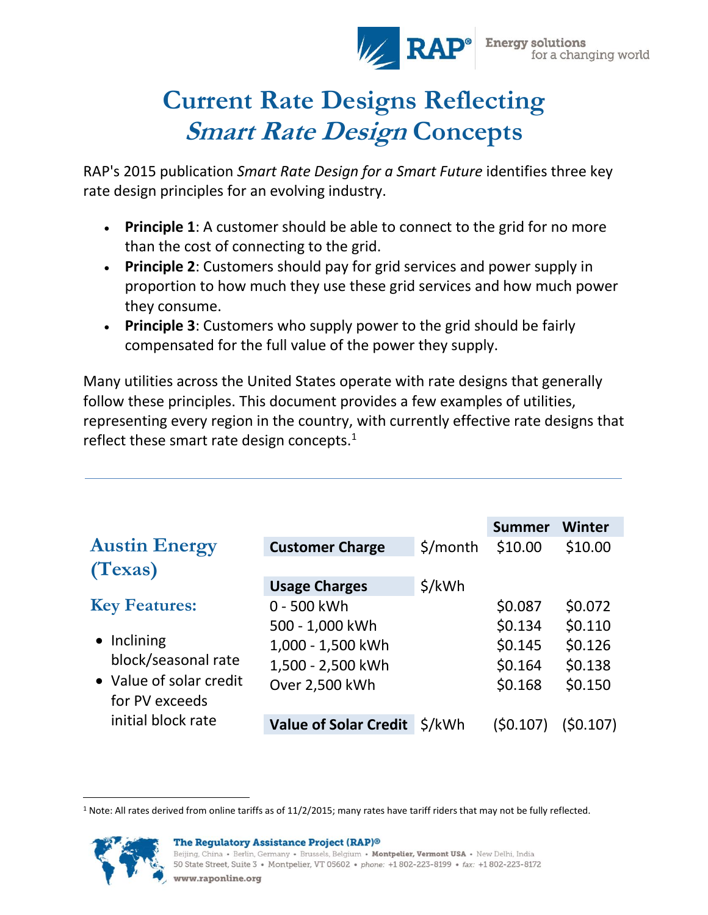# Current Rate Designs Reflecting *Smart Rate Design* Concepts

RAP's 2015 publication *Smart Rate Design for a Smart Future* identifies three key rate design principles for an evolving industry.

- **Principle 1**: A customer should be able to connect to the grid for no more than the cost of connecting to the grid.
- **Principle 2**: Customers should pay for grid services and power supply in proportion to how much they use these grid services and how much power they consume.
- **Principle 3**: Customers who supply power to the grid should be fairly compensated for the full value of the power they supply.

Many utilities across the United States operate with rate designs that generally follow these principles. This document provides a few examples of utilities, representing every region in the country, with currently effective rate designs that reflect these smart rate design concepts.[1]

---

## Austin Energy (Texas)

### Key Features:

- Inclining block/seasonal rate
- Value of solar credit for PV exceeds initial block rate

| | | Summer | Winter |
|---|---|---|---|
| **Customer Charge** | $/month | $10.00 | $10.00 |
| **Usage Charges** | $/kWh | | |
| 0 - 500 kWh | | $0.087 | $0.072 |
| 500 - 1,000 kWh | | $0.134 | $0.110 |
| 1,000 - 1,500 kWh | | $0.145 | $0.126 |
| 1,500 - 2,500 kWh | | $0.164 | $0.138 |
| Over 2,500 kWh | | $0.168 | $0.150 |
| **Value of Solar Credit** | $/kWh | ($0.107) | ($0.107) |

[1] Note: All rates derived from online tariffs as of 11/2/2015; many rates have tariff riders that may not be fully reflected.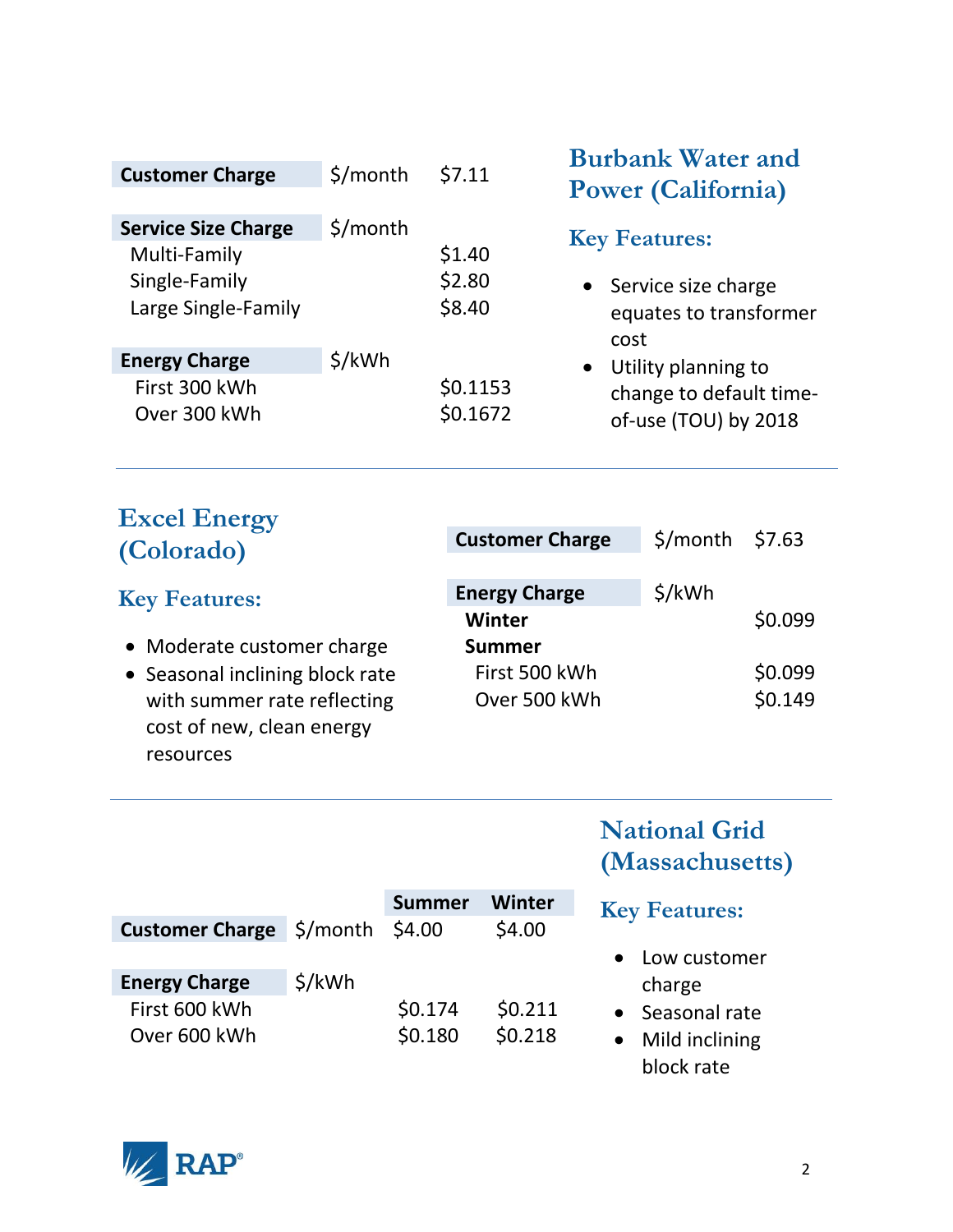## Burbank Water and Power (California)

### Key Features:

- Service size charge equates to transformer cost
- Utility planning to change to default time-of-use (TOU) by 2018

| | | |
|---|---|---|
| **Customer Charge** | $/month | $7.11 |
| **Service Size Charge** | $/month | |
| Multi-Family | | $1.40 |
| Single-Family | | $2.80 |
| Large Single-Family | | $8.40 |
| **Energy Charge** | $/kWh | |
| First 300 kWh | | $0.1153 |
| Over 300 kWh | | $0.1672 |

---

## Excel Energy (Colorado)

### Key Features:

- Moderate customer charge
- Seasonal inclining block rate with summer rate reflecting cost of new, clean energy resources

| | | |
|---|---|---|
| **Customer Charge** | $/month | $7.63 |
| **Energy Charge** | $/kWh | |
| **Winter** | | $0.099 |
| **Summer** | | |
| First 500 kWh | | $0.099 |
| Over 500 kWh | | $0.149 |

---

## National Grid (Massachusetts)

### Key Features:

- Low customer charge
- Seasonal rate
- Mild inclining block rate

| | | Summer | Winter |
|---|---|---|---|
| **Customer Charge** | $/month | $4.00 | $4.00 |
| **Energy Charge** | $/kWh | | |
| First 600 kWh | | $0.174 | $0.211 |
| Over 600 kWh | | $0.180 | $0.218 |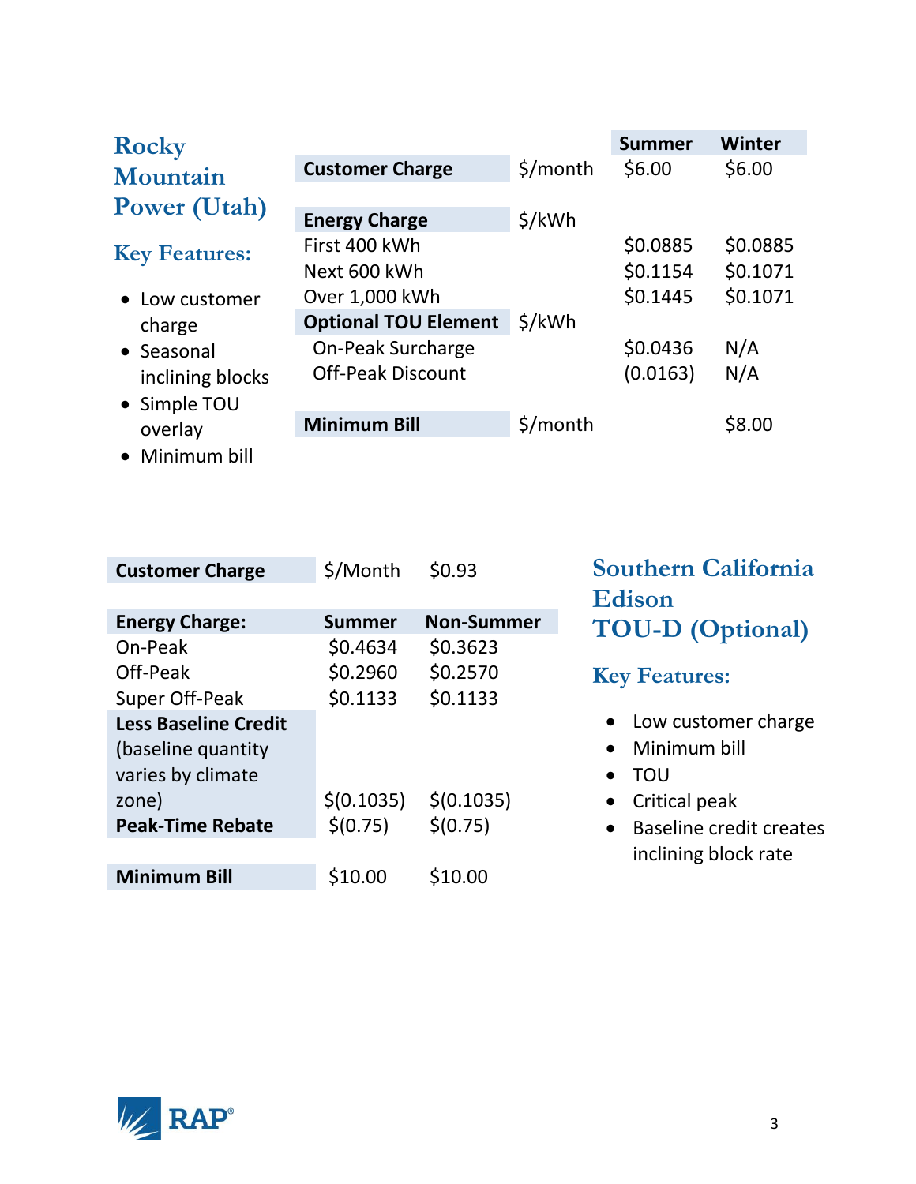## Rocky Mountain Power (Utah)

### Key Features:

- Low customer charge
- Seasonal inclining blocks
- Simple TOU overlay
- Minimum bill

| | | Summer | Winter |
|---|---|---|---|
| **Customer Charge** | $/month | $6.00 | $6.00 |
| | | | |
| **Energy Charge** | $/kWh | | |
| First 400 kWh | | $0.0885 | $0.0885 |
| Next 600 kWh | | $0.1154 | $0.1071 |
| Over 1,000 kWh | | $0.1445 | $0.1071 |
| **Optional TOU Element** | $/kWh | | |
| On-Peak Surcharge | | $0.0436 | N/A |
| Off-Peak Discount | | (0.0163) | N/A |
| | | | |
| **Minimum Bill** | $/month | | $8.00 |

---

## Southern California Edison TOU-D (Optional)

### Key Features:

- Low customer charge
- Minimum bill
- TOU
- Critical peak
- Baseline credit creates inclining block rate

| **Customer Charge** | $/Month | $0.93 |
|---|---|---|
| | | |
| **Energy Charge:** | **Summer** | **Non-Summer** |
| On-Peak | $0.4634 | $0.3623 |
| Off-Peak | $0.2960 | $0.2570 |
| Super Off-Peak | $0.1133 | $0.1133 |
| **Less Baseline Credit** (baseline quantity varies by climate zone) | $(0.1035) | $(0.1035) |
| **Peak-Time Rebate** | $(0.75) | $(0.75) |
| | | |
| **Minimum Bill** | $10.00 | $10.00 |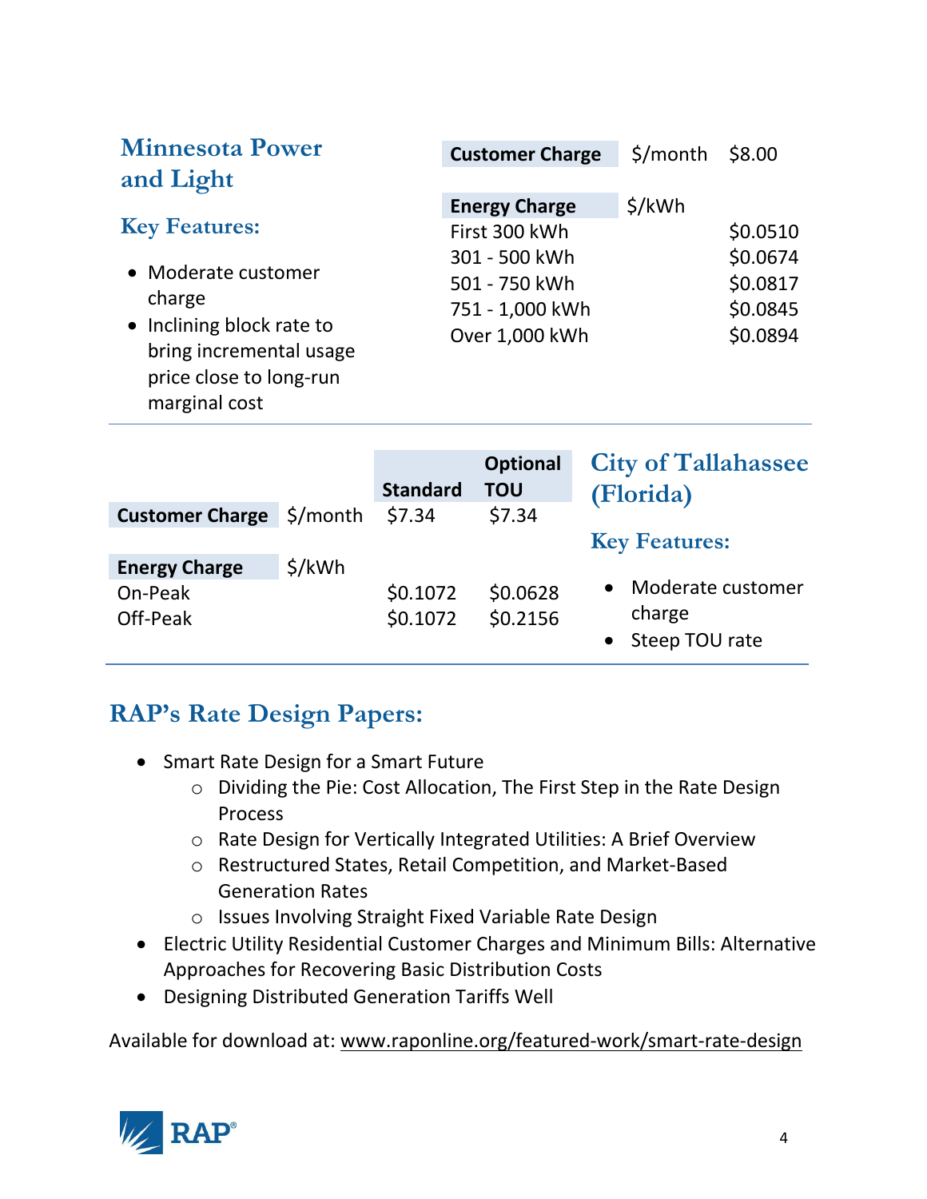## Minnesota Power and Light

### Key Features:

- Moderate customer charge
- Inclining block rate to bring incremental usage price close to long-run marginal cost

| | | |
|---|---|---|
| **Customer Charge** | $/month | $8.00 |
| | | |
| **Energy Charge** | $/kWh | |
| First 300 kWh | | $0.0510 |
| 301 - 500 kWh | | $0.0674 |
| 501 - 750 kWh | | $0.0817 |
| 751 - 1,000 kWh | | $0.0845 |
| Over 1,000 kWh | | $0.0894 |

## City of Tallahassee (Florida)

### Key Features:

- Moderate customer charge
- Steep TOU rate

| | | Standard | Optional TOU |
|---|---|---|---|
| **Customer Charge** | $/month | $7.34 | $7.34 |
| | | | |
| **Energy Charge** | $/kWh | | |
| On-Peak | | $0.1072 | $0.0628 |
| Off-Peak | | $0.1072 | $0.2156 |

## RAP's Rate Design Papers:

- Smart Rate Design for a Smart Future
  - Dividing the Pie: Cost Allocation, The First Step in the Rate Design Process
  - Rate Design for Vertically Integrated Utilities: A Brief Overview
  - Restructured States, Retail Competition, and Market-Based Generation Rates
  - Issues Involving Straight Fixed Variable Rate Design
- Electric Utility Residential Customer Charges and Minimum Bills: Alternative Approaches for Recovering Basic Distribution Costs
- Designing Distributed Generation Tariffs Well

Available for download at: www.raponline.org/featured-work/smart-rate-design